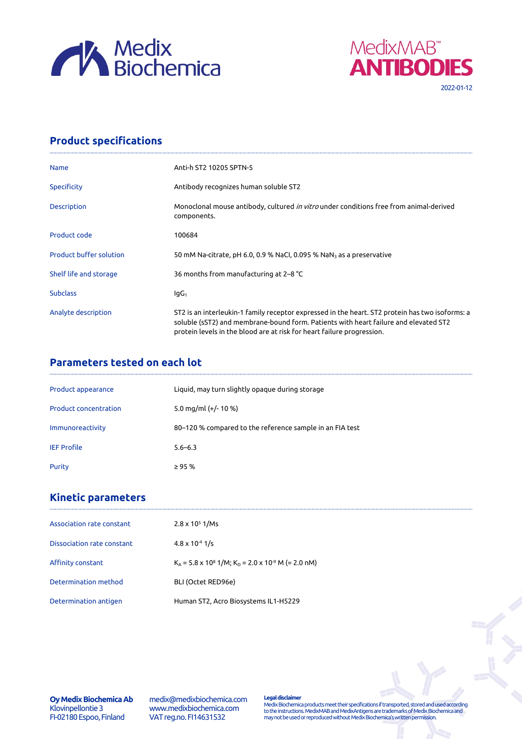Medix Biochemica

MedixMAB™ ANTIBODIES

2022-01-12

## Product specifications

| | |
|---|---|
| Name | Anti-h ST2 10205 SPTN-5 |
| Specificity | Antibody recognizes human soluble ST2 |
| Description | Monoclonal mouse antibody, cultured *in vitro* under conditions free from animal-derived components. |
| Product code | 100684 |
| Product buffer solution | 50 mM Na-citrate, pH 6.0, 0.9 % NaCl, 0.095 % $NaN_3$ as a preservative |
| Shelf life and storage | 36 months from manufacturing at 2–8 °C |
| Subclass | $IgG_1$ |
| Analyte description | ST2 is an interleukin-1 family receptor expressed in the heart. ST2 protein has two isoforms: a soluble (sST2) and membrane-bound form. Patients with heart failure and elevated ST2 protein levels in the blood are at risk for heart failure progression. |

## Parameters tested on each lot

| | |
|---|---|
| Product appearance | Liquid, may turn slightly opaque during storage |
| Product concentration | 5.0 mg/ml (+/- 10 %) |
| Immunoreactivity | 80–120 % compared to the reference sample in an FIA test |
| IEF Profile | 5.6–6.3 |
| Purity | ≥ 95 % |

## Kinetic parameters

| | |
|---|---|
| Association rate constant | $2.8 \times 10^5$ 1/Ms |
| Dissociation rate constant | $4.8 \times 10^{-4}$ 1/s |
| Affinity constant | $K_A = 5.8 \times 10^8$ 1/M; $K_D = 2.0 \times 10^{-9}$ M (= 2.0 nM) |
| Determination method | BLI (Octet RED96e) |
| Determination antigen | Human ST2, Acro Biosystems IL1-H5229 |

**Oy Medix Biochemica Ab**
Klovinpellontie 3
FI-02180 Espoo, Finland

medix@medixbiochemica.com
www.medixbiochemica.com
VAT reg.no. FI14631532

**Legal disclaimer**
Medix Biochemica products meet their specifications if transported, stored and used according to the instructions. MedixMAB and MedixAntigens are trademarks of Medix Biochemica and may not be used or reproduced without Medix Biochemica's written permission.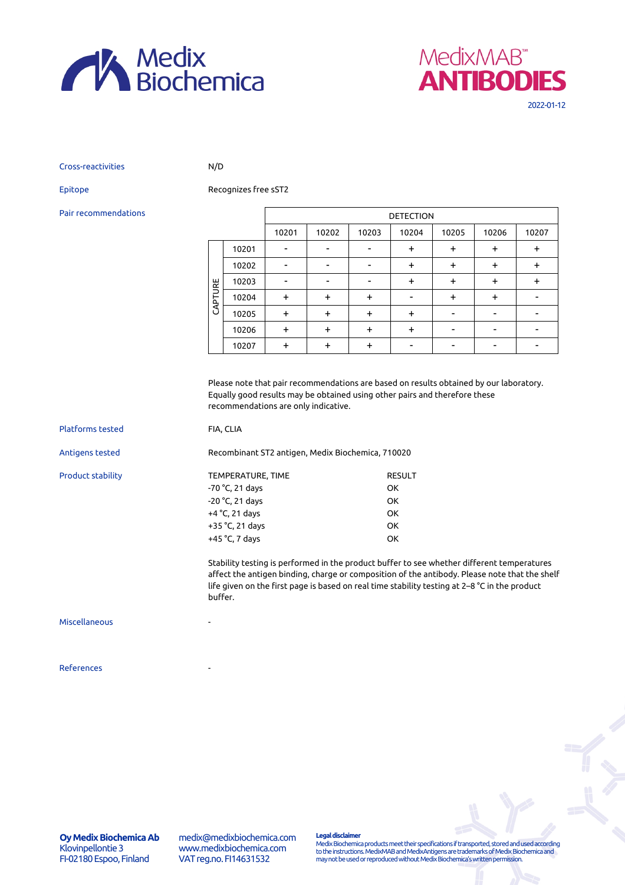MedixMAB™ ANTIBODIES

2022-01-12

**Cross-reactivities**

N/D

**Epitope**

Recognizes free sST2

**Pair recommendations**

| | | DETECTION | | | | | | |
|---|---|---|---|---|---|---|---|---|
| | | 10201 | 10202 | 10203 | 10204 | 10205 | 10206 | 10207 |
| CAPTURE | 10201 | - | - | - | + | + | + | + |
| | 10202 | - | - | - | + | + | + | + |
| | 10203 | - | - | - | + | + | + | + |
| | 10204 | + | + | + | - | + | + | - |
| | 10205 | + | + | + | + | - | - | - |
| | 10206 | + | + | + | + | - | - | - |
| | 10207 | + | + | + | - | - | - | - |

Please note that pair recommendations are based on results obtained by our laboratory. Equally good results may be obtained using other pairs and therefore these recommendations are only indicative.

**Platforms tested**

FIA, CLIA

**Antigens tested**

Recombinant ST2 antigen, Medix Biochemica, 710020

**Product stability**

| TEMPERATURE, TIME | RESULT |
|---|---|
| -70 °C, 21 days | OK |
| -20 °C, 21 days | OK |
| +4 °C, 21 days | OK |
| +35 °C, 21 days | OK |
| +45 °C, 7 days | OK |

Stability testing is performed in the product buffer to see whether different temperatures affect the antigen binding, charge or composition of the antibody. Please note that the shelf life given on the first page is based on real time stability testing at 2–8 °C in the product buffer.

**Miscellaneous**

-

**References**

-

**Oy Medix Biochemica Ab**
Klovinpellontie 3
FI-02180 Espoo, Finland

medix@medixbiochemica.com
www.medixbiochemica.com
VAT reg.no. FI14631532

**Legal disclaimer**
Medix Biochemica products meet their specifications if transported, stored and used according to the instructions. MedixMAB and MedixAntigens are trademarks of Medix Biochemica and may not be used or reproduced without Medix Biochemica's written permission.